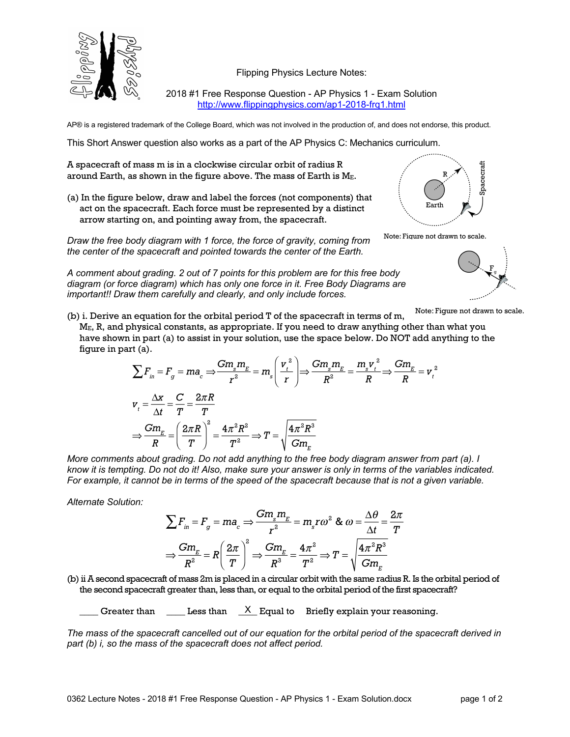Flipping Physics Lecture Notes:

2018 #1 Free Response Question - AP Physics 1 - Exam Solution
http://www.flippingphysics.com/ap1-2018-frq1.html

AP® is a registered trademark of the College Board, which was not involved in the production of, and does not endorse, this product.

This Short Answer question also works as a part of the AP Physics C: Mechanics curriculum.

A spacecraft of mass m is in a clockwise circular orbit of radius R around Earth, as shown in the figure above. The mass of Earth is $M_E$.

Note: Figure not drawn to scale.

(a) In the figure below, draw and label the forces (not components) that act on the spacecraft. Each force must be represented by a distinct arrow starting on, and pointing away from, the spacecraft.

*Draw the free body diagram with 1 force, the force of gravity, coming from the center of the spacecraft and pointed towards the center of the Earth.*

*A comment about grading. 2 out of 7 points for this problem are for this free body diagram (or force diagram) which has only one force in it. Free Body Diagrams are important!! Draw them carefully and clearly, and only include forces.*

Note: Figure not drawn to scale.

(b) i. Derive an equation for the orbital period T of the spacecraft in terms of m, $M_E$, R, and physical constants, as appropriate. If you need to draw anything other than what you have shown in part (a) to assist in your solution, use the space below. Do NOT add anything to the figure in part (a).

$$\sum F_{in} = F_g = ma_c \Rightarrow \frac{Gm_s m_E}{r^2} = m_s\left(\frac{v_t^2}{r}\right) \Rightarrow \frac{Gm_s m_E}{R^2} = \frac{m_s v_t^2}{R} \Rightarrow \frac{Gm_E}{R} = v_t^2$$

$$v_t = \frac{\Delta x}{\Delta t} = \frac{C}{T} = \frac{2\pi R}{T}$$

$$\Rightarrow \frac{Gm_E}{R} = \left(\frac{2\pi R}{T}\right)^2 = \frac{4\pi^2 R^2}{T^2} \Rightarrow T = \sqrt{\frac{4\pi^2 R^3}{Gm_E}}$$

*More comments about grading. Do not add anything to the free body diagram answer from part (a). I know it is tempting. Do not do it! Also, make sure your answer is only in terms of the variables indicated. For example, it cannot be in terms of the speed of the spacecraft because that is not a given variable.*

*Alternate Solution:*

$$\sum F_{in} = F_g = ma_c \Rightarrow \frac{Gm_s m_E}{r^2} = m_s r\omega^2 \ \& \ \omega = \frac{\Delta\theta}{\Delta t} = \frac{2\pi}{T}$$

$$\Rightarrow \frac{Gm_E}{R^2} = R\left(\frac{2\pi}{T}\right)^2 \Rightarrow \frac{Gm_E}{R^3} = \frac{4\pi^2}{T^2} \Rightarrow T = \sqrt{\frac{4\pi^2 R^3}{Gm_E}}$$

(b) ii A second spacecraft of mass 2m is placed in a circular orbit with the same radius R. Is the orbital period of the second spacecraft greater than, less than, or equal to the orbital period of the first spacecraft?

\_\_\_\_ Greater than \_\_\_\_ Less than \_X\_ Equal to Briefly explain your reasoning.

*The mass of the spacecraft cancelled out of our equation for the orbital period of the spacecraft derived in part (b) i, so the mass of the spacecraft does not affect period.*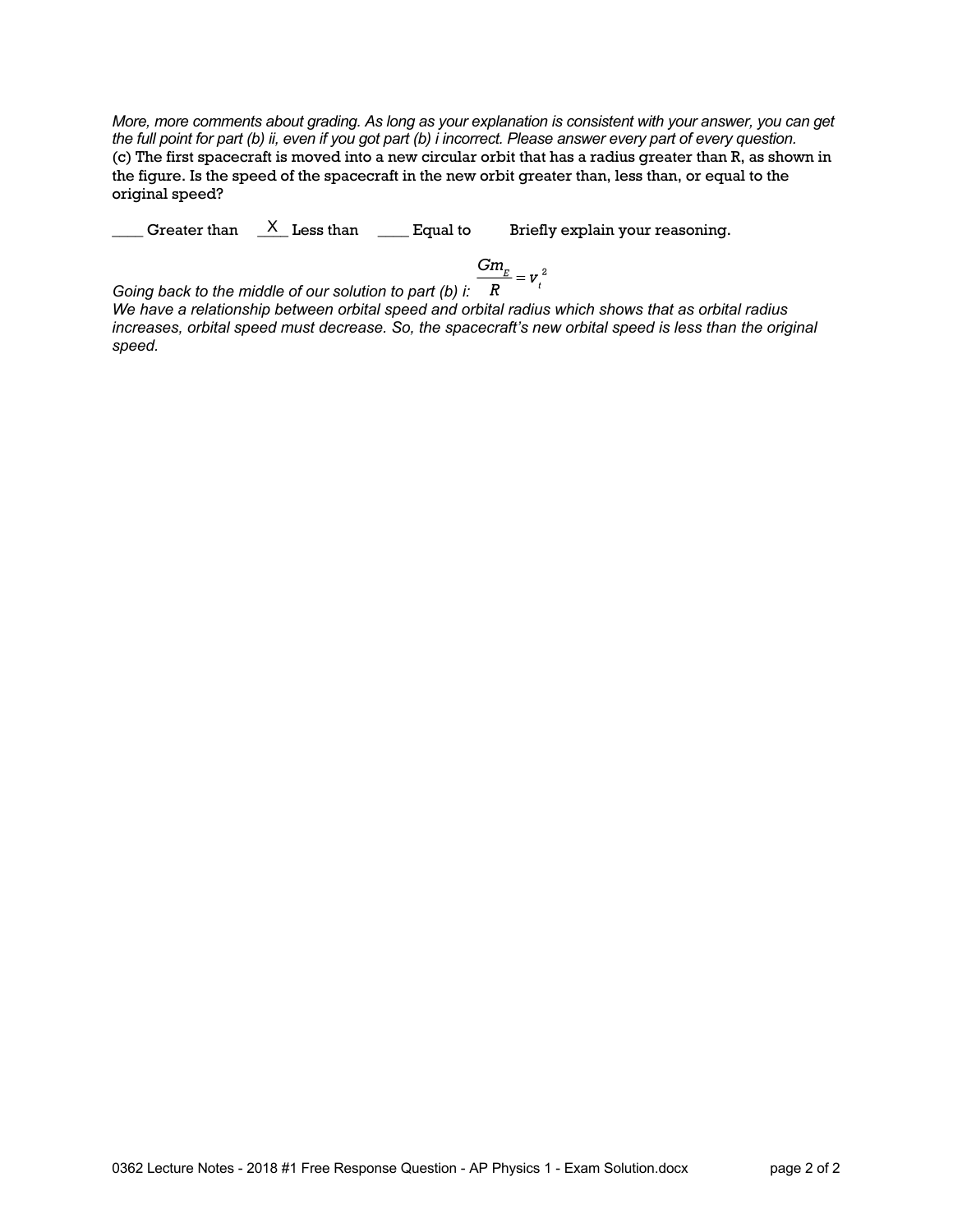*More, more comments about grading. As long as your explanation is consistent with your answer, you can get the full point for part (b) ii, even if you got part (b) i incorrect. Please answer every part of every question.*

(c) The first spacecraft is moved into a new circular orbit that has a radius greater than R, as shown in the figure. Is the speed of the spacecraft in the new orbit greater than, less than, or equal to the original speed?

____ Greater than __X__ Less than ____ Equal to Briefly explain your reasoning.

*Going back to the middle of our solution to part (b) i:* $\frac{Gm_E}{R} = v_t^2$

*We have a relationship between orbital speed and orbital radius which shows that as orbital radius increases, orbital speed must decrease. So, the spacecraft's new orbital speed is less than the original speed.*